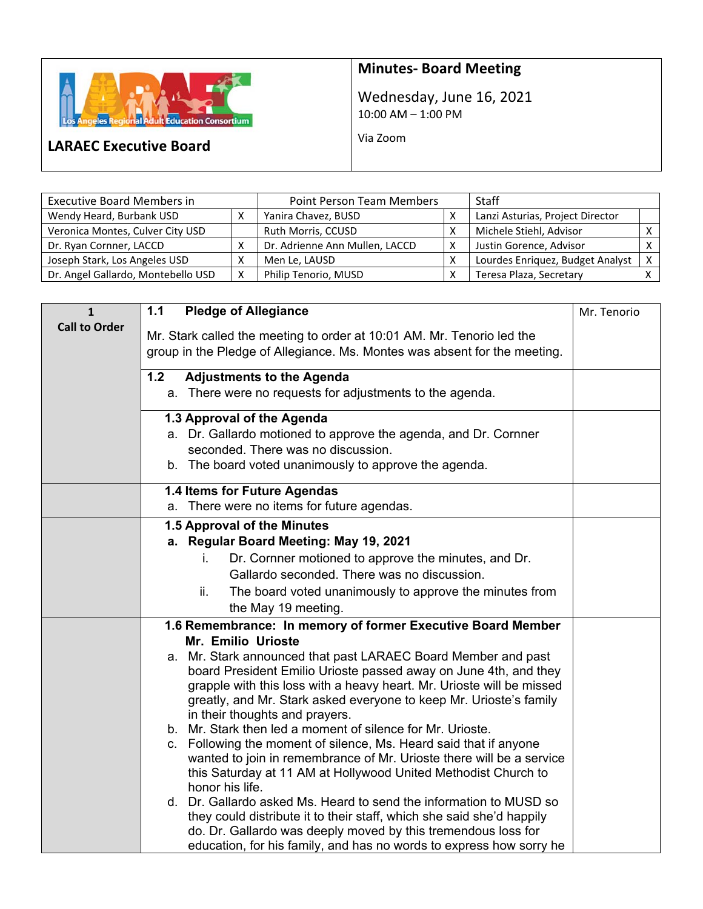**LARAEC Executive Board**

# Minutes- Board Meeting

Wednesday, June 16, 2021
10:00 AM – 1:00 PM

Via Zoom

| Executive Board Members in | | Point Person Team Members | | Staff | |
|---|---|---|---|---|---|
| Wendy Heard, Burbank USD | X | Yanira Chavez, BUSD | X | Lanzi Asturias, Project Director | |
| Veronica Montes, Culver City USD | | Ruth Morris, CCUSD | X | Michele Stiehl, Advisor | X |
| Dr. Ryan Cornner, LACCD | X | Dr. Adrienne Ann Mullen, LACCD | X | Justin Gorence, Advisor | X |
| Joseph Stark, Los Angeles USD | X | Men Le, LAUSD | X | Lourdes Enriquez, Budget Analyst | X |
| Dr. Angel Gallardo, Montebello USD | X | Philip Tenorio, MUSD | X | Teresa Plaza, Secretary | X |

| | | |
|---|---|---|
| **1 Call to Order** | **1.1 Pledge of Allegiance**<br><br>Mr. Stark called the meeting to order at 10:01 AM. Mr. Tenorio led the group in the Pledge of Allegiance. Ms. Montes was absent for the meeting. | Mr. Tenorio |
| | **1.2 Adjustments to the Agenda**<br>a. There were no requests for adjustments to the agenda. | |
| | **1.3 Approval of the Agenda**<br>a. Dr. Gallardo motioned to approve the agenda, and Dr. Cornner seconded. There was no discussion.<br>b. The board voted unanimously to approve the agenda. | |
| | **1.4 Items for Future Agendas**<br>a. There were no items for future agendas. | |
| | **1.5 Approval of the Minutes**<br>**a. Regular Board Meeting: May 19, 2021**<br>i. Dr. Cornner motioned to approve the minutes, and Dr. Gallardo seconded. There was no discussion.<br>ii. The board voted unanimously to approve the minutes from the May 19 meeting. | |
| | **1.6 Remembrance: In memory of former Executive Board Member Mr. Emilio Urioste**<br>a. Mr. Stark announced that past LARAEC Board Member and past board President Emilio Urioste passed away on June 4th, and they grapple with this loss with a heavy heart. Mr. Urioste will be missed greatly, and Mr. Stark asked everyone to keep Mr. Urioste's family in their thoughts and prayers.<br>b. Mr. Stark then led a moment of silence for Mr. Urioste.<br>c. Following the moment of silence, Ms. Heard said that if anyone wanted to join in remembrance of Mr. Urioste there will be a service this Saturday at 11 AM at Hollywood United Methodist Church to honor his life.<br>d. Dr. Gallardo asked Ms. Heard to send the information to MUSD so they could distribute it to their staff, which she said she'd happily do. Dr. Gallardo was deeply moved by this tremendous loss for education, for his family, and has no words to express how sorry he | |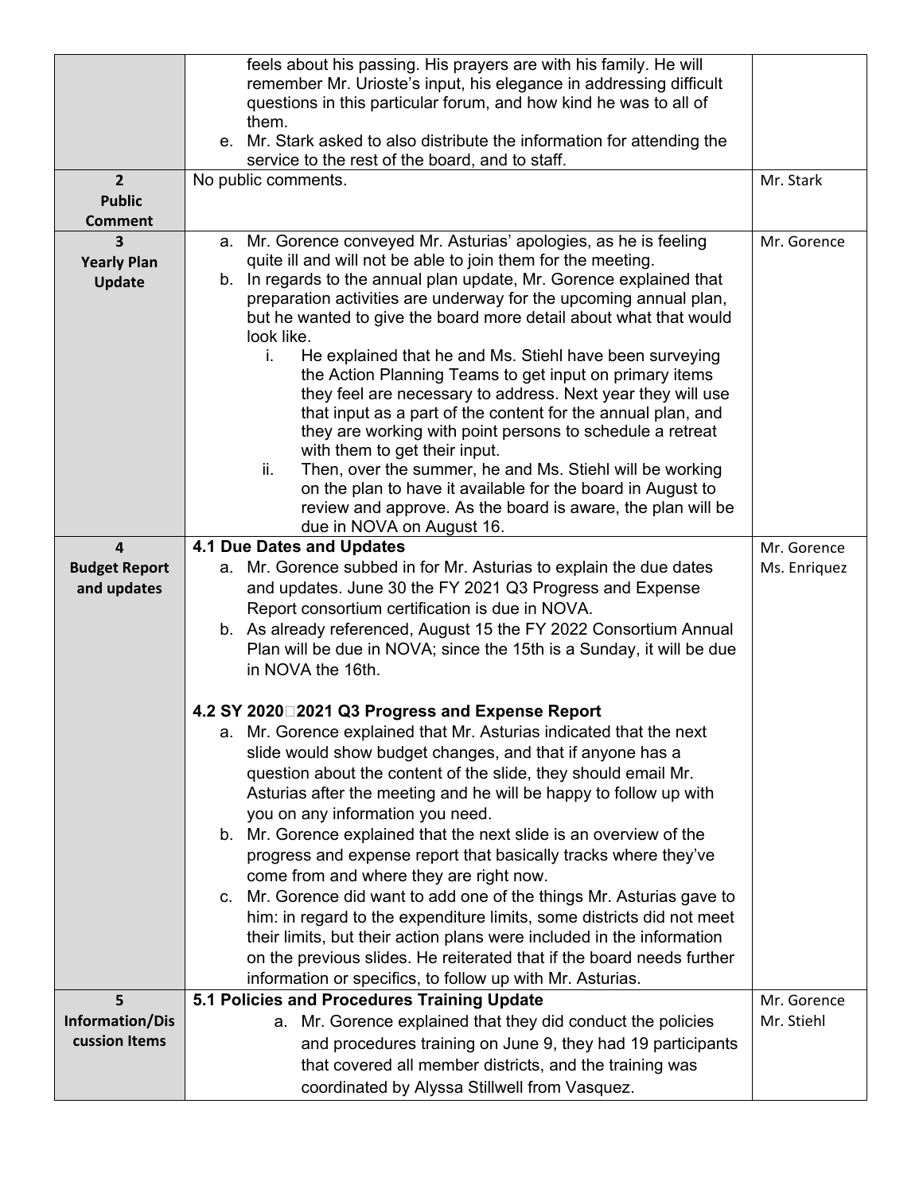| | | |
|---|---|---|
| | feels about his passing. His prayers are with his family. He will remember Mr. Urioste's input, his elegance in addressing difficult questions in this particular forum, and how kind he was to all of them.<br>e. Mr. Stark asked to also distribute the information for attending the service to the rest of the board, and to staff. | |
| **2**<br>**Public Comment** | No public comments. | Mr. Stark |
| **3**<br>**Yearly Plan Update** | a. Mr. Gorence conveyed Mr. Asturias' apologies, as he is feeling quite ill and will not be able to join them for the meeting.<br>b. In regards to the annual plan update, Mr. Gorence explained that preparation activities are underway for the upcoming annual plan, but he wanted to give the board more detail about what that would look like.<br>i. He explained that he and Ms. Stiehl have been surveying the Action Planning Teams to get input on primary items they feel are necessary to address. Next year they will use that input as a part of the content for the annual plan, and they are working with point persons to schedule a retreat with them to get their input.<br>ii. Then, over the summer, he and Ms. Stiehl will be working on the plan to have it available for the board in August to review and approve. As the board is aware, the plan will be due in NOVA on August 16. | Mr. Gorence |
| **4**<br>**Budget Report and updates** | **4.1 Due Dates and Updates**<br>a. Mr. Gorence subbed in for Mr. Asturias to explain the due dates and updates. June 30 the FY 2021 Q3 Progress and Expense Report consortium certification is due in NOVA.<br>b. As already referenced, August 15 the FY 2022 Consortium Annual Plan will be due in NOVA; since the 15th is a Sunday, it will be due in NOVA the 16th.<br><br>**4.2 SY 2020□2021 Q3 Progress and Expense Report**<br>a. Mr. Gorence explained that Mr. Asturias indicated that the next slide would show budget changes, and that if anyone has a question about the content of the slide, they should email Mr. Asturias after the meeting and he will be happy to follow up with you on any information you need.<br>b. Mr. Gorence explained that the next slide is an overview of the progress and expense report that basically tracks where they've come from and where they are right now.<br>c. Mr. Gorence did want to add one of the things Mr. Asturias gave to him: in regard to the expenditure limits, some districts did not meet their limits, but their action plans were included in the information on the previous slides. He reiterated that if the board needs further information or specifics, to follow up with Mr. Asturias. | Mr. Gorence<br>Ms. Enriquez |
| **5**<br>**Information/Discussion Items** | **5.1 Policies and Procedures Training Update**<br>a. Mr. Gorence explained that they did conduct the policies and procedures training on June 9, they had 19 participants that covered all member districts, and the training was coordinated by Alyssa Stillwell from Vasquez. | Mr. Gorence<br>Mr. Stiehl |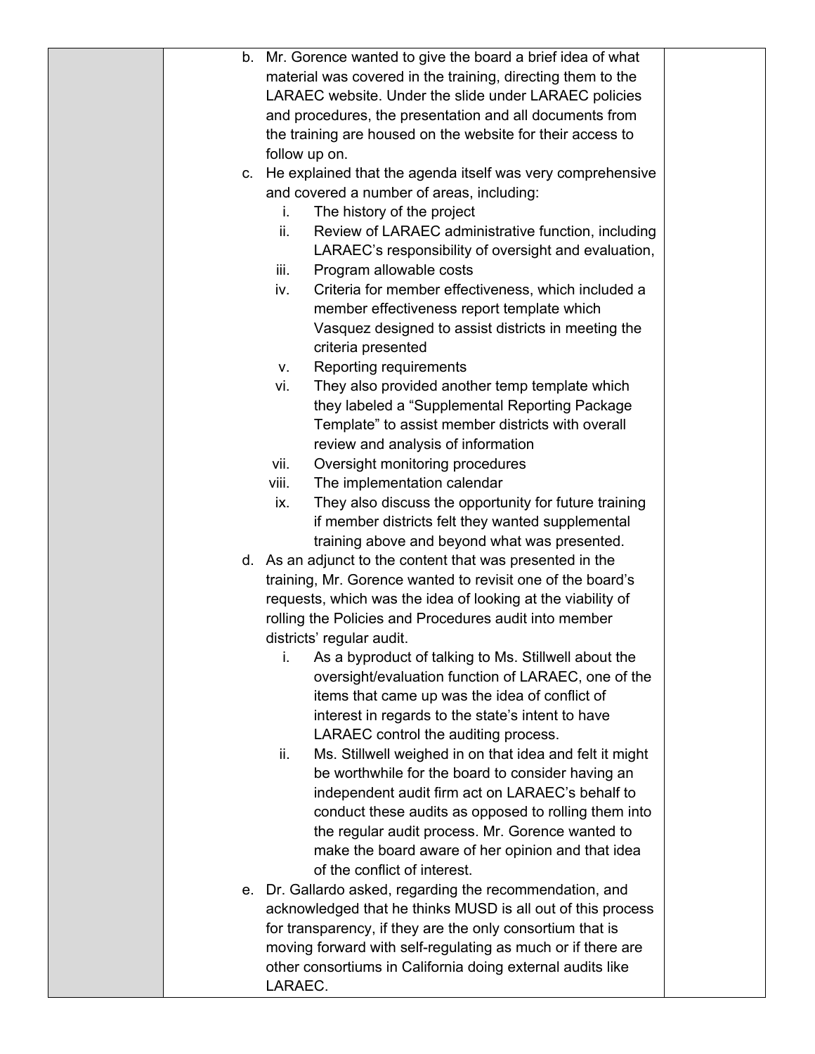b. Mr. Gorence wanted to give the board a brief idea of what material was covered in the training, directing them to the LARAEC website. Under the slide under LARAEC policies and procedures, the presentation and all documents from the training are housed on the website for their access to follow up on.

c. He explained that the agenda itself was very comprehensive and covered a number of areas, including:
   i. The history of the project
   ii. Review of LARAEC administrative function, including LARAEC's responsibility of oversight and evaluation,
   iii. Program allowable costs
   iv. Criteria for member effectiveness, which included a member effectiveness report template which Vasquez designed to assist districts in meeting the criteria presented
   v. Reporting requirements
   vi. They also provided another temp template which they labeled a "Supplemental Reporting Package Template" to assist member districts with overall review and analysis of information
   vii. Oversight monitoring procedures
   viii. The implementation calendar
   ix. They also discuss the opportunity for future training if member districts felt they wanted supplemental training above and beyond what was presented.

d. As an adjunct to the content that was presented in the training, Mr. Gorence wanted to revisit one of the board's requests, which was the idea of looking at the viability of rolling the Policies and Procedures audit into member districts' regular audit.
   i. As a byproduct of talking to Ms. Stillwell about the oversight/evaluation function of LARAEC, one of the items that came up was the idea of conflict of interest in regards to the state's intent to have LARAEC control the auditing process.
   ii. Ms. Stillwell weighed in on that idea and felt it might be worthwhile for the board to consider having an independent audit firm act on LARAEC's behalf to conduct these audits as opposed to rolling them into the regular audit process. Mr. Gorence wanted to make the board aware of her opinion and that idea of the conflict of interest.

e. Dr. Gallardo asked, regarding the recommendation, and acknowledged that he thinks MUSD is all out of this process for transparency, if they are the only consortium that is moving forward with self-regulating as much or if there are other consortiums in California doing external audits like LARAEC.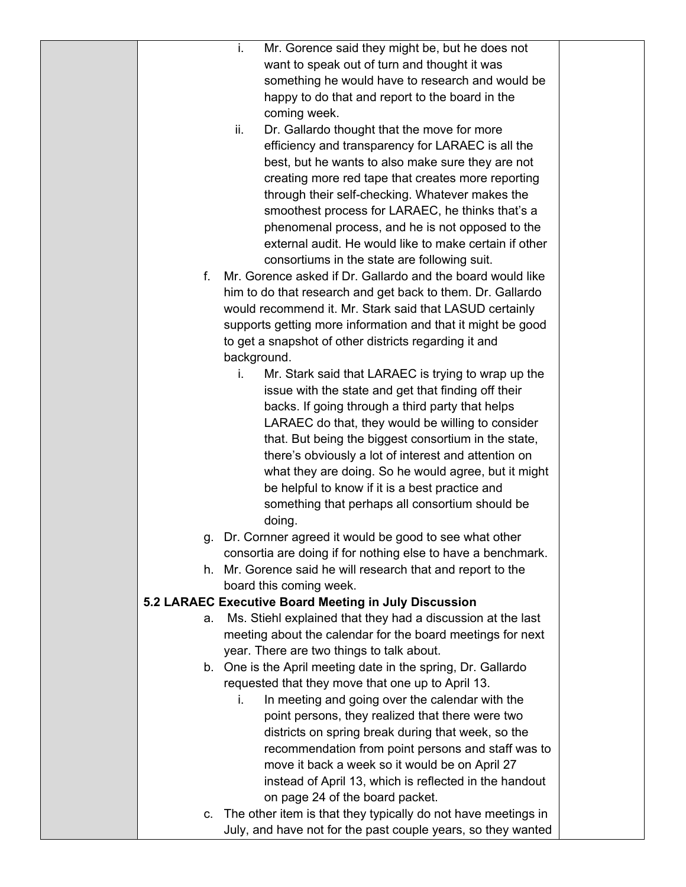- i. Mr. Gorence said they might be, but he does not want to speak out of turn and thought it was something he would have to research and would be happy to do that and report to the board in the coming week.
- ii. Dr. Gallardo thought that the move for more efficiency and transparency for LARAEC is all the best, but he wants to also make sure they are not creating more red tape that creates more reporting through their self-checking. Whatever makes the smoothest process for LARAEC, he thinks that's a phenomenal process, and he is not opposed to the external audit. He would like to make certain if other consortiums in the state are following suit.

f. Mr. Gorence asked if Dr. Gallardo and the board would like him to do that research and get back to them. Dr. Gallardo would recommend it. Mr. Stark said that LASUD certainly supports getting more information and that it might be good to get a snapshot of other districts regarding it and background.

- i. Mr. Stark said that LARAEC is trying to wrap up the issue with the state and get that finding off their backs. If going through a third party that helps LARAEC do that, they would be willing to consider that. But being the biggest consortium in the state, there's obviously a lot of interest and attention on what they are doing. So he would agree, but it might be helpful to know if it is a best practice and something that perhaps all consortium should be doing.

g. Dr. Cornner agreed it would be good to see what other consortia are doing if for nothing else to have a benchmark.

h. Mr. Gorence said he will research that and report to the board this coming week.

**5.2 LARAEC Executive Board Meeting in July Discussion**

a. Ms. Stiehl explained that they had a discussion at the last meeting about the calendar for the board meetings for next year. There are two things to talk about.

b. One is the April meeting date in the spring, Dr. Gallardo requested that they move that one up to April 13.

- i. In meeting and going over the calendar with the point persons, they realized that there were two districts on spring break during that week, so the recommendation from point persons and staff was to move it back a week so it would be on April 27 instead of April 13, which is reflected in the handout on page 24 of the board packet.

c. The other item is that they typically do not have meetings in July, and have not for the past couple years, so they wanted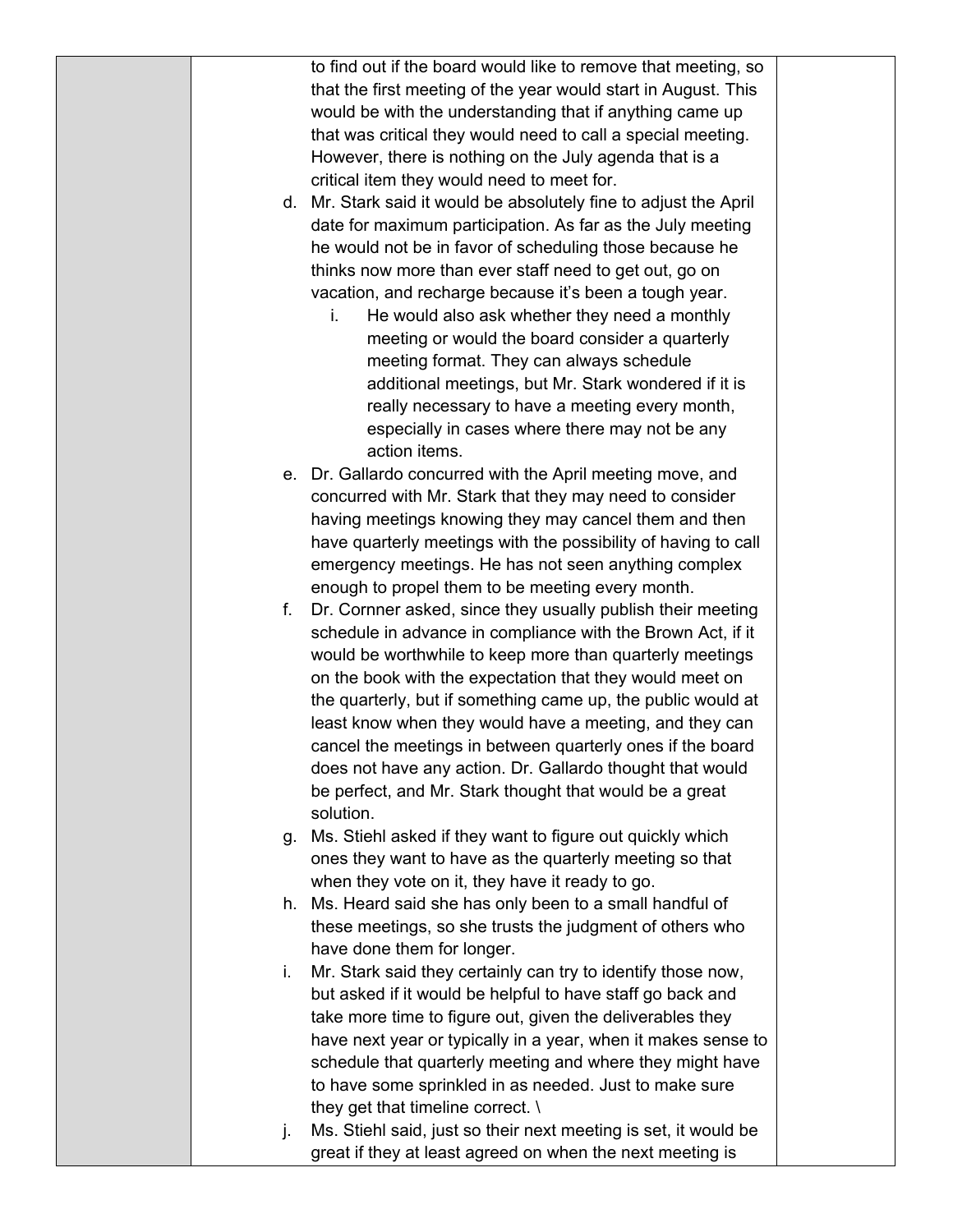|  | to find out if the board would like to remove that meeting, so that the first meeting of the year would start in August. This would be with the understanding that if anything came up that was critical they would need to call a special meeting. However, there is nothing on the July agenda that is a critical item they would need to meet for.<br>d. Mr. Stark said it would be absolutely fine to adjust the April date for maximum participation. As far as the July meeting he would not be in favor of scheduling those because he thinks now more than ever staff need to get out, go on vacation, and recharge because it's been a tough year.<br>i. He would also ask whether they need a monthly meeting or would the board consider a quarterly meeting format. They can always schedule additional meetings, but Mr. Stark wondered if it is really necessary to have a meeting every month, especially in cases where there may not be any action items.<br>e. Dr. Gallardo concurred with the April meeting move, and concurred with Mr. Stark that they may need to consider having meetings knowing they may cancel them and then have quarterly meetings with the possibility of having to call emergency meetings. He has not seen anything complex enough to propel them to be meeting every month.<br>f. Dr. Cornner asked, since they usually publish their meeting schedule in advance in compliance with the Brown Act, if it would be worthwhile to keep more than quarterly meetings on the book with the expectation that they would meet on the quarterly, but if something came up, the public would at least know when they would have a meeting, and they can cancel the meetings in between quarterly ones if the board does not have any action. Dr. Gallardo thought that would be perfect, and Mr. Stark thought that would be a great solution.<br>g. Ms. Stiehl asked if they want to figure out quickly which ones they want to have as the quarterly meeting so that when they vote on it, they have it ready to go.<br>h. Ms. Heard said she has only been to a small handful of these meetings, so she trusts the judgment of others who have done them for longer.<br>i. Mr. Stark said they certainly can try to identify those now, but asked if it would be helpful to have staff go back and take more time to figure out, given the deliverables they have next year or typically in a year, when it makes sense to schedule that quarterly meeting and where they might have to have some sprinkled in as needed. Just to make sure they get that timeline correct. \<br>j. Ms. Stiehl said, just so their next meeting is set, it would be great if they at least agreed on when the next meeting is |  |
|---|---|---|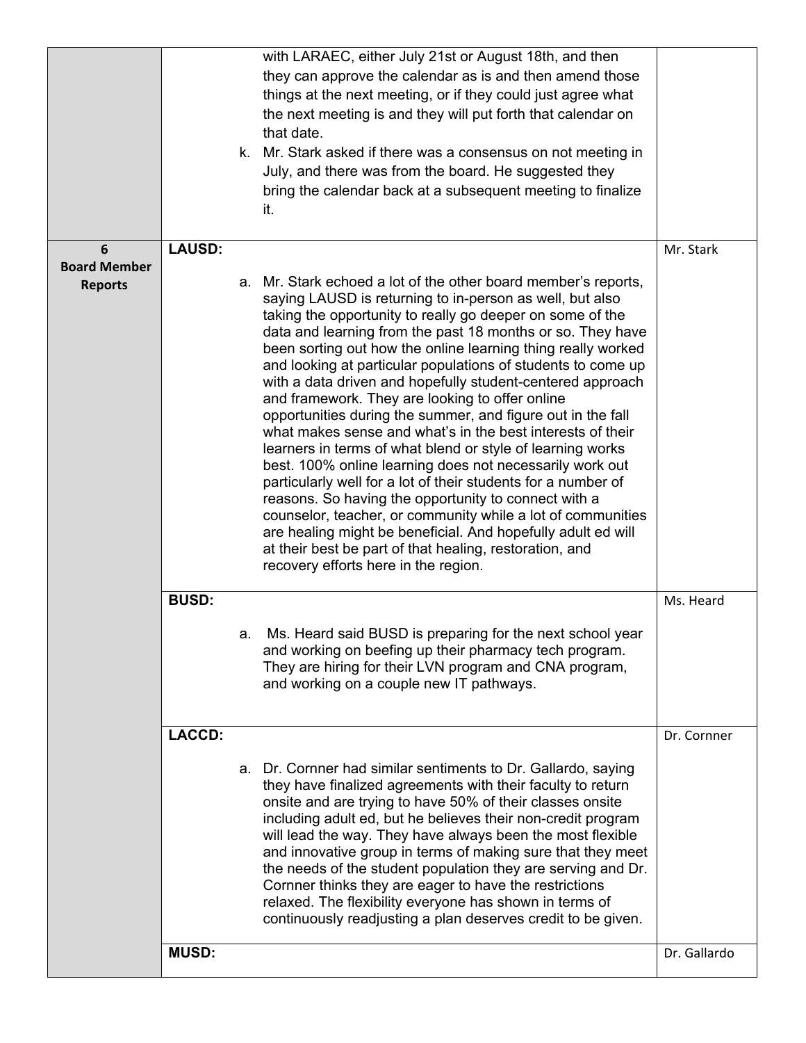| | | |
|---|---|---|
| | with LARAEC, either July 21st or August 18th, and then they can approve the calendar as is and then amend those things at the next meeting, or if they could just agree what the next meeting is and they will put forth that calendar on that date.<br>k. Mr. Stark asked if there was a consensus on not meeting in July, and there was from the board. He suggested they bring the calendar back at a subsequent meeting to finalize it. | |
| **6 Board Member Reports** | **LAUSD:**<br>a. Mr. Stark echoed a lot of the other board member's reports, saying LAUSD is returning to in-person as well, but also taking the opportunity to really go deeper on some of the data and learning from the past 18 months or so. They have been sorting out how the online learning thing really worked and looking at particular populations of students to come up with a data driven and hopefully student-centered approach and framework. They are looking to offer online opportunities during the summer, and figure out in the fall what makes sense and what's in the best interests of their learners in terms of what blend or style of learning works best. 100% online learning does not necessarily work out particularly well for a lot of their students for a number of reasons. So having the opportunity to connect with a counselor, teacher, or community while a lot of communities are healing might be beneficial. And hopefully adult ed will at their best be part of that healing, restoration, and recovery efforts here in the region. | Mr. Stark |
| | **BUSD:**<br>a. Ms. Heard said BUSD is preparing for the next school year and working on beefing up their pharmacy tech program. They are hiring for their LVN program and CNA program, and working on a couple new IT pathways. | Ms. Heard |
| | **LACCD:**<br>a. Dr. Cornner had similar sentiments to Dr. Gallardo, saying they have finalized agreements with their faculty to return onsite and are trying to have 50% of their classes onsite including adult ed, but he believes their non-credit program will lead the way. They have always been the most flexible and innovative group in terms of making sure that they meet the needs of the student population they are serving and Dr. Cornner thinks they are eager to have the restrictions relaxed. The flexibility everyone has shown in terms of continuously readjusting a plan deserves credit to be given. | Dr. Cornner |
| | **MUSD:** | Dr. Gallardo |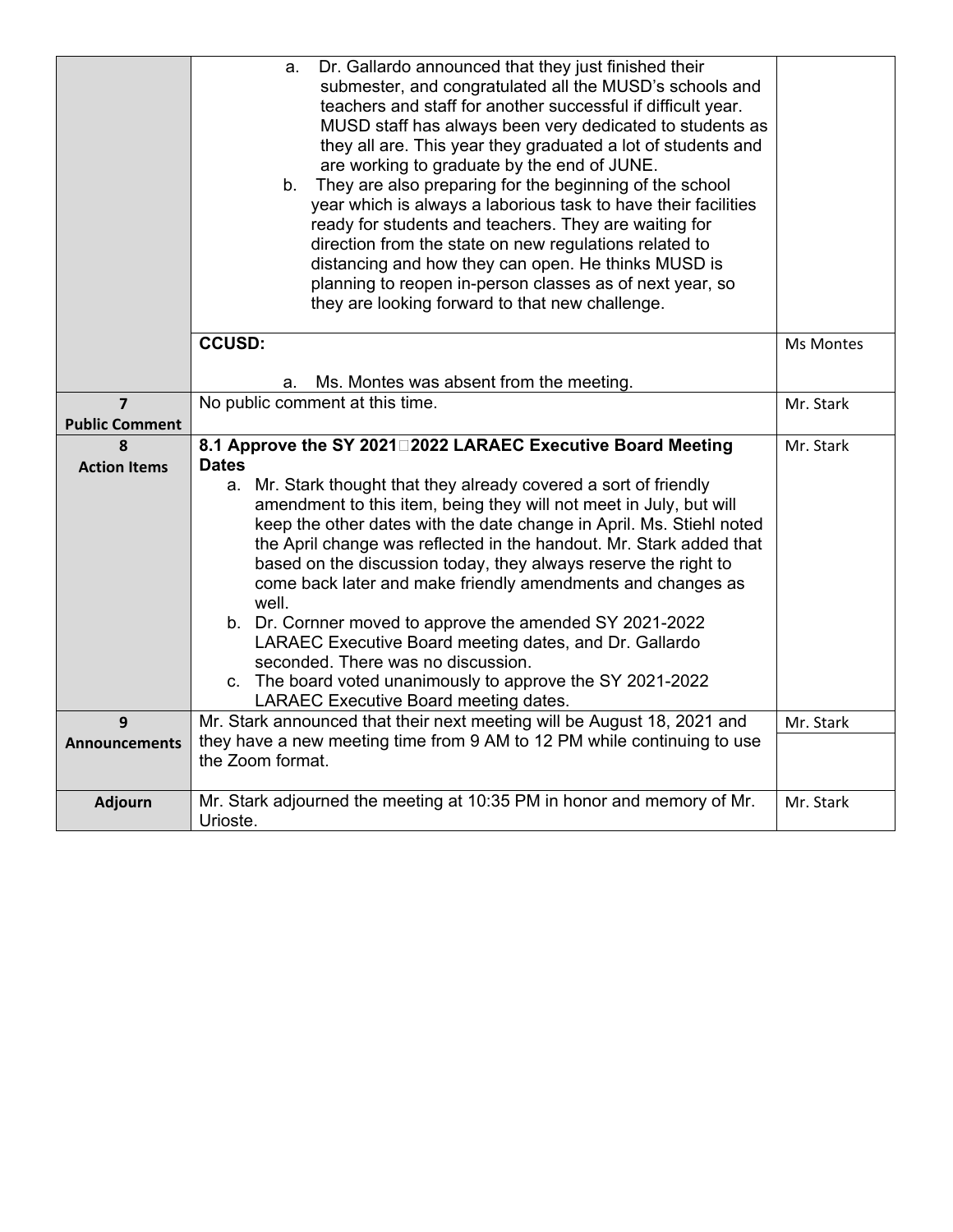| | | |
|---|---|---|
| | a. Dr. Gallardo announced that they just finished their submester, and congratulated all the MUSD's schools and teachers and staff for another successful if difficult year. MUSD staff has always been very dedicated to students as they all are. This year they graduated a lot of students and are working to graduate by the end of JUNE.<br>b. They are also preparing for the beginning of the school year which is always a laborious task to have their facilities ready for students and teachers. They are waiting for direction from the state on new regulations related to distancing and how they can open. He thinks MUSD is planning to reopen in-person classes as of next year, so they are looking forward to that new challenge. | |
| | **CCUSD:**<br><br>a. Ms. Montes was absent from the meeting. | Ms Montes |
| **7 Public Comment** | No public comment at this time. | Mr. Stark |
| **8 Action Items** | **8.1 Approve the SY 2021□2022 LARAEC Executive Board Meeting Dates**<br>a. Mr. Stark thought that they already covered a sort of friendly amendment to this item, being they will not meet in July, but will keep the other dates with the date change in April. Ms. Stiehl noted the April change was reflected in the handout. Mr. Stark added that based on the discussion today, they always reserve the right to come back later and make friendly amendments and changes as well.<br>b. Dr. Cornner moved to approve the amended SY 2021-2022 LARAEC Executive Board meeting dates, and Dr. Gallardo seconded. There was no discussion.<br>c. The board voted unanimously to approve the SY 2021-2022 LARAEC Executive Board meeting dates. | Mr. Stark |
| **9 Announcements** | Mr. Stark announced that their next meeting will be August 18, 2021 and they have a new meeting time from 9 AM to 12 PM while continuing to use the Zoom format. | Mr. Stark |
| **Adjourn** | Mr. Stark adjourned the meeting at 10:35 PM in honor and memory of Mr. Urioste. | Mr. Stark |